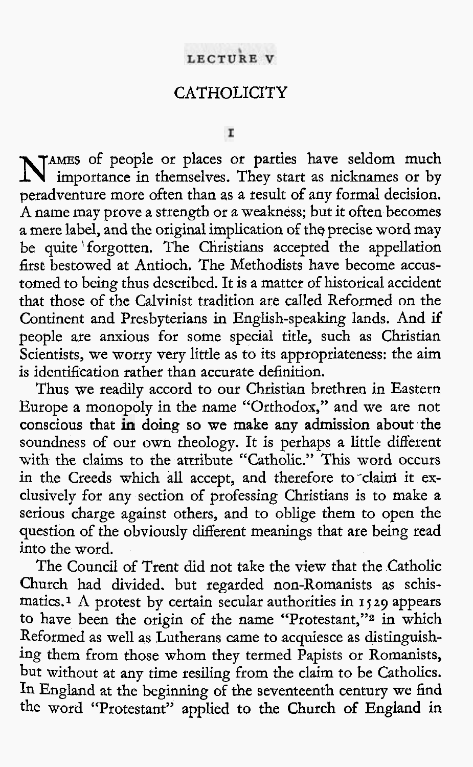## LECTURE V

# CATHOLICITY

### I

NAMES of people or places or parties have seldom much importance in themselves. They start as nicknames or by peradventure more often than as a result of any formal decision. A name may prove a strength or a weakness; but it often becomes a mere label, and the original implication of the precise word may be quite forgotten. The Christians accepted the appellation first bestowed at Antioch. The Methodists have become accustomed to being thus described. It is a matter of historical accident that those of the Calvinist tradition are called Reformed on the Continent and Presbyterians in English-speaking lands. And if people are anxious for some special title, such as Christian Scientists, we worry very little as to its appropriateness: the aim is identification rather than accurate definition.

Thus we readily accord to our Christian brethren in Eastern Europe a monopoly in the name "Orthodox," and we are not conscious that in doing so we make any admission about the soundness of our own theology. It is perhaps a little different with the claims to the attribute "Catholic." This word occurs in the Creeds which all accept, and therefore to claim it exclusively for any section of professing Christians is to make a serious charge against others, and to oblige them to open the question of the obviously different meanings that are being read into the word.

The Council of Trent did not take the view that the Catholic Church had divided, but regarded non-Romanists as schismatics.[1] A protest by certain secular authorities in 1529 appears to have been the origin of the name "Protestant,"[2] in which Reformed as well as Lutherans came to acquiesce as distinguishing them from those whom they termed Papists or Romanists, but without at any time resiling from the claim to be Catholics. In England at the beginning of the seventeenth century we find the word "Protestant" applied to the Church of England in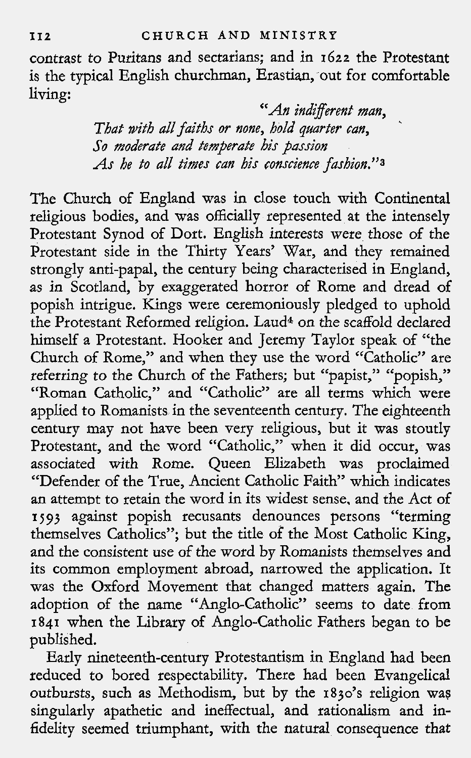contrast to Puritans and sectarians; and in 1622 the Protestant is the typical English churchman, Erastian, out for comfortable living:

> *"An indifferent man,*
> *That with all faiths or none, hold quarter can,*
> *So moderate and temperate his passion*
> *As he to all times can his conscience fashion."*[3]

The Church of England was in close touch with Continental religious bodies, and was officially represented at the intensely Protestant Synod of Dort. English interests were those of the Protestant side in the Thirty Years' War, and they remained strongly anti-papal, the century being characterised in England, as in Scotland, by exaggerated horror of Rome and dread of popish intrigue. Kings were ceremoniously pledged to uphold the Protestant Reformed religion. Laud[4] on the scaffold declared himself a Protestant. Hooker and Jeremy Taylor speak of "the Church of Rome," and when they use the word "Catholic" are referring to the Church of the Fathers; but "papist," "popish," "Roman Catholic," and "Catholic" are all terms which were applied to Romanists in the seventeenth century. The eighteenth century may not have been very religious, but it was stoutly Protestant, and the word "Catholic," when it did occur, was associated with Rome. Queen Elizabeth was proclaimed "Defender of the True, Ancient Catholic Faith" which indicates an attempt to retain the word in its widest sense, and the Act of 1593 against popish recusants denounces persons "terming themselves Catholics"; but the title of the Most Catholic King, and the consistent use of the word by Romanists themselves and its common employment abroad, narrowed the application. It was the Oxford Movement that changed matters again. The adoption of the name "Anglo-Catholic" seems to date from 1841 when the Library of Anglo-Catholic Fathers began to be published.

Early nineteenth-century Protestantism in England had been reduced to bored respectability. There had been Evangelical outbursts, such as Methodism, but by the 1830's religion was singularly apathetic and ineffectual, and rationalism and infidelity seemed triumphant, with the natural consequence that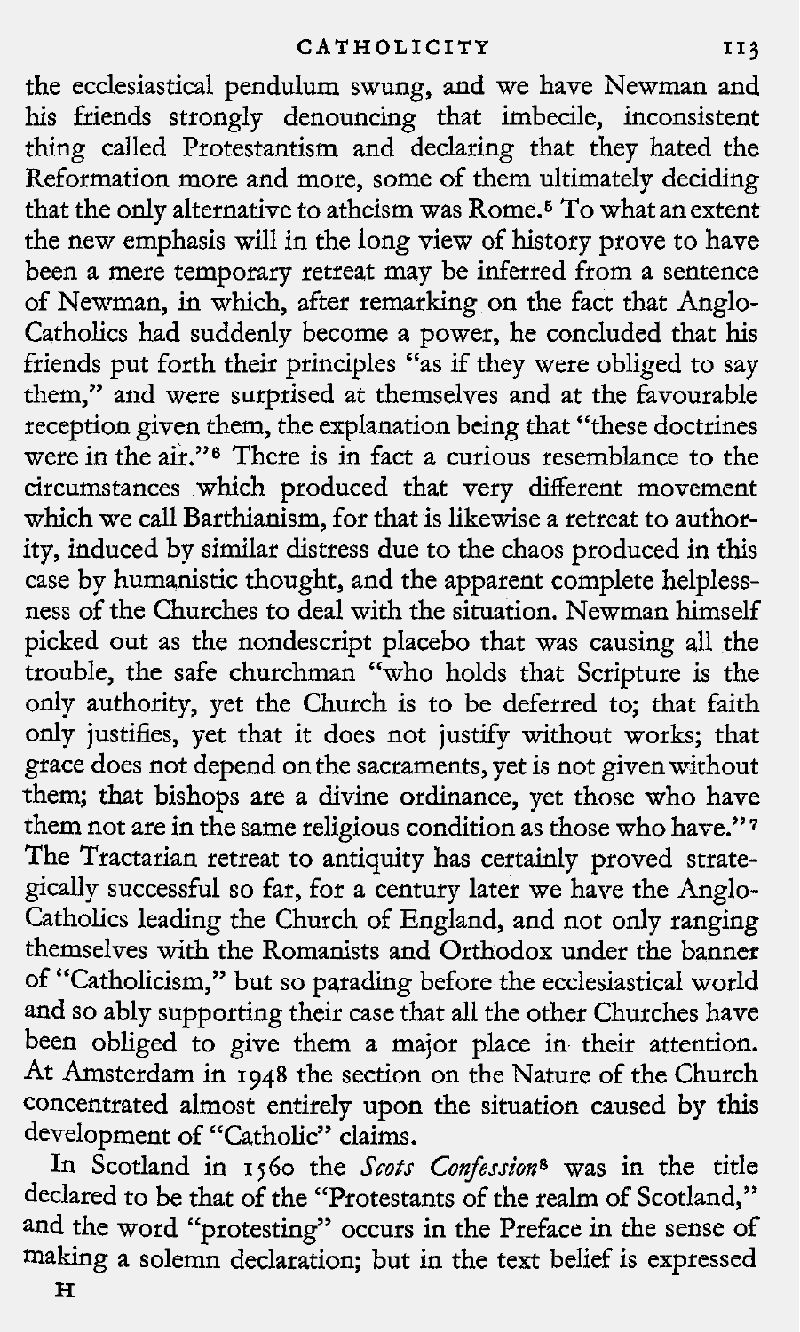the ecclesiastical pendulum swung, and we have Newman and his friends strongly denouncing that imbecile, inconsistent thing called Protestantism and declaring that they hated the Reformation more and more, some of them ultimately deciding that the only alternative to atheism was Rome.[5] To what an extent the new emphasis will in the long view of history prove to have been a mere temporary retreat may be inferred from a sentence of Newman, in which, after remarking on the fact that Anglo-Catholics had suddenly become a power, he concluded that his friends put forth their principles "as if they were obliged to say them," and were surprised at themselves and at the favourable reception given them, the explanation being that "these doctrines were in the air."[6] There is in fact a curious resemblance to the circumstances which produced that very different movement which we call Barthianism, for that is likewise a retreat to authority, induced by similar distress due to the chaos produced in this case by humanistic thought, and the apparent complete helplessness of the Churches to deal with the situation. Newman himself picked out as the nondescript placebo that was causing all the trouble, the safe churchman "who holds that Scripture is the only authority, yet the Church is to be deferred to; that faith only justifies, yet that it does not justify without works; that grace does not depend on the sacraments, yet is not given without them; that bishops are a divine ordinance, yet those who have them not are in the same religious condition as those who have."[7] The Tractarian retreat to antiquity has certainly proved strategically successful so far, for a century later we have the Anglo-Catholics leading the Church of England, and not only ranging themselves with the Romanists and Orthodox under the banner of "Catholicism," but so parading before the ecclesiastical world and so ably supporting their case that all the other Churches have been obliged to give them a major place in their attention. At Amsterdam in 1948 the section on the Nature of the Church concentrated almost entirely upon the situation caused by this development of "Catholic" claims.

In Scotland in 1560 the *Scots Confession*[8] was in the title declared to be that of the "Protestants of the realm of Scotland," and the word "protesting" occurs in the Preface in the sense of making a solemn declaration; but in the text belief is expressed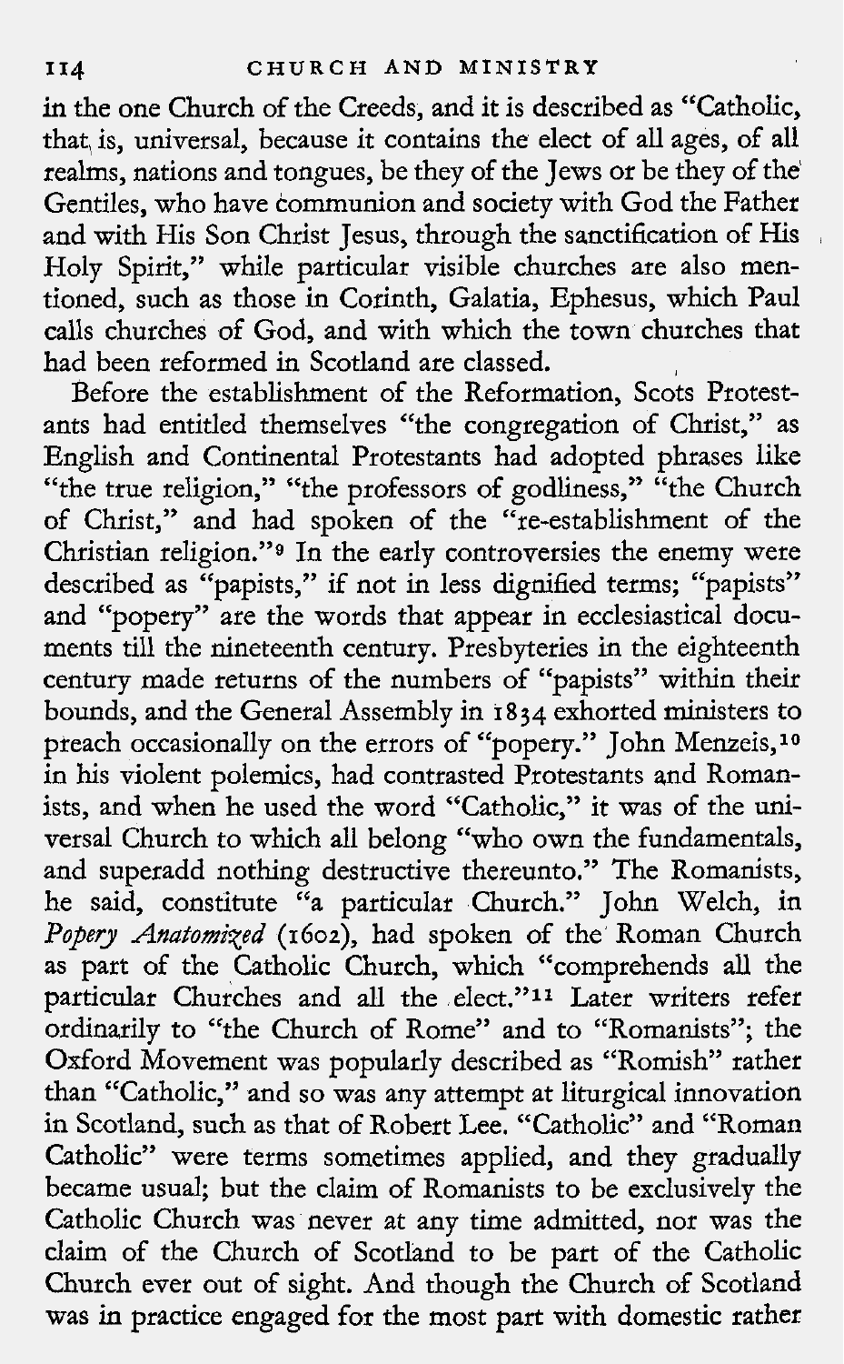in the one Church of the Creeds, and it is described as "Catholic, that is, universal, because it contains the elect of all ages, of all realms, nations and tongues, be they of the Jews or be they of the Gentiles, who have communion and society with God the Father and with His Son Christ Jesus, through the sanctification of His Holy Spirit," while particular visible churches are also mentioned, such as those in Corinth, Galatia, Ephesus, which Paul calls churches of God, and with which the town churches that had been reformed in Scotland are classed.

Before the establishment of the Reformation, Scots Protestants had entitled themselves "the congregation of Christ," as English and Continental Protestants had adopted phrases like "the true religion," "the professors of godliness," "the Church of Christ," and had spoken of the "re-establishment of the Christian religion."[9] In the early controversies the enemy were described as "papists," if not in less dignified terms; "papists" and "popery" are the words that appear in ecclesiastical documents till the nineteenth century. Presbyteries in the eighteenth century made returns of the numbers of "papists" within their bounds, and the General Assembly in 1834 exhorted ministers to preach occasionally on the errors of "popery." John Menzeis,[10] in his violent polemics, had contrasted Protestants and Romanists, and when he used the word "Catholic," it was of the universal Church to which all belong "who own the fundamentals, and superadd nothing destructive thereunto." The Romanists, he said, constitute "a particular Church." John Welch, in *Popery Anatomized* (1602), had spoken of the Roman Church as part of the Catholic Church, which "comprehends all the particular Churches and all the elect."[11] Later writers refer ordinarily to "the Church of Rome" and to "Romanists"; the Oxford Movement was popularly described as "Romish" rather than "Catholic," and so was any attempt at liturgical innovation in Scotland, such as that of Robert Lee. "Catholic" and "Roman Catholic" were terms sometimes applied, and they gradually became usual; but the claim of Romanists to be exclusively the Catholic Church was never at any time admitted, nor was the claim of the Church of Scotland to be part of the Catholic Church ever out of sight. And though the Church of Scotland was in practice engaged for the most part with domestic rather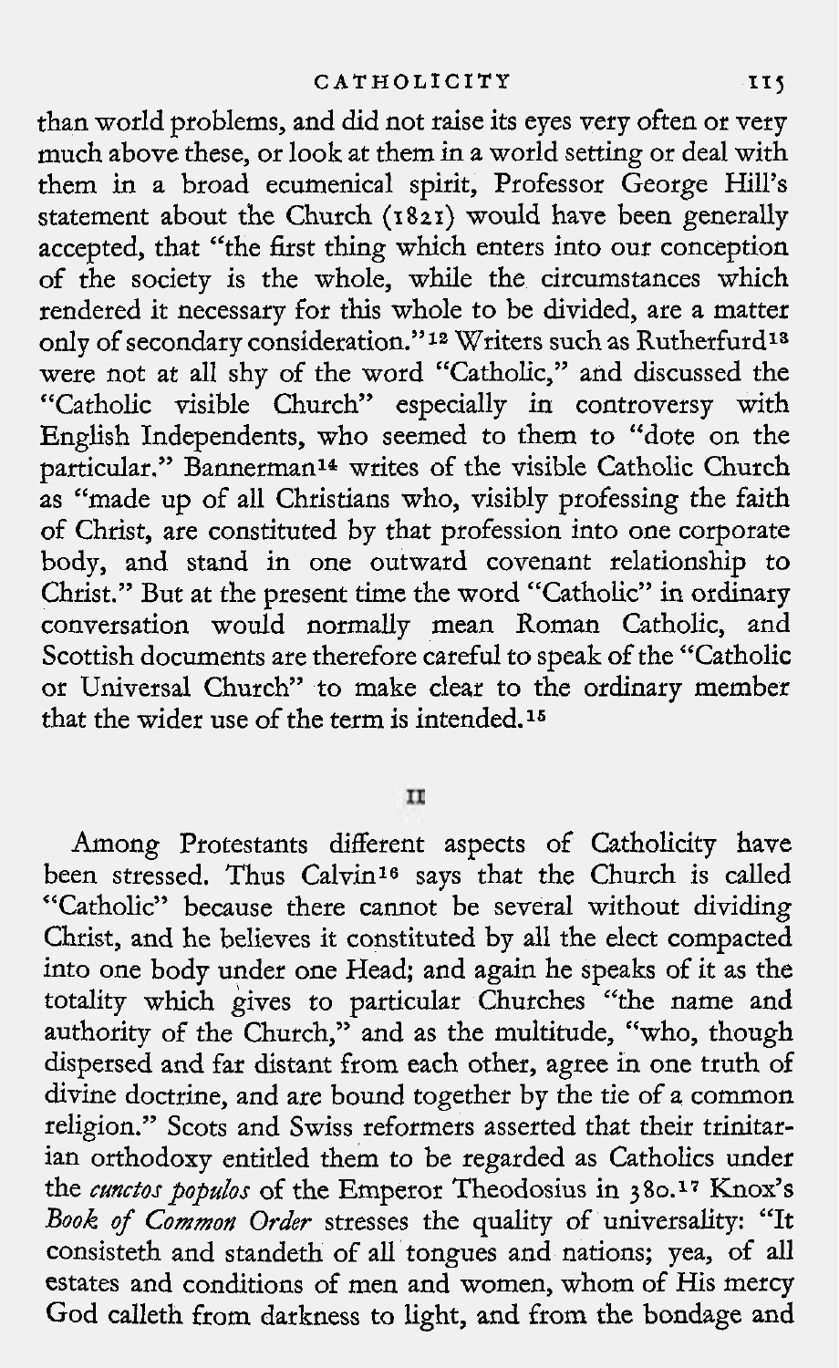than world problems, and did not raise its eyes very often or very much above these, or look at them in a world setting or deal with them in a broad ecumenical spirit, Professor George Hill's statement about the Church (1821) would have been generally accepted, that "the first thing which enters into our conception of the society is the whole, while the circumstances which rendered it necessary for this whole to be divided, are a matter only of secondary consideration."[12] Writers such as Rutherfurd[13] were not at all shy of the word "Catholic," and discussed the "Catholic visible Church" especially in controversy with English Independents, who seemed to them to "dote on the particular." Bannerman[14] writes of the visible Catholic Church as "made up of all Christians who, visibly professing the faith of Christ, are constituted by that profession into one corporate body, and stand in one outward covenant relationship to Christ." But at the present time the word "Catholic" in ordinary conversation would normally mean Roman Catholic, and Scottish documents are therefore careful to speak of the "Catholic or Universal Church" to make clear to the ordinary member that the wider use of the term is intended.[15]

## II

Among Protestants different aspects of Catholicity have been stressed. Thus Calvin[16] says that the Church is called "Catholic" because there cannot be several without dividing Christ, and he believes it constituted by all the elect compacted into one body under one Head; and again he speaks of it as the totality which gives to particular Churches "the name and authority of the Church," and as the multitude, "who, though dispersed and far distant from each other, agree in one truth of divine doctrine, and are bound together by the tie of a common religion." Scots and Swiss reformers asserted that their trinitarian orthodoxy entitled them to be regarded as Catholics under the *cunctos populos* of the Emperor Theodosius in 380.[17] Knox's *Book of Common Order* stresses the quality of universality: "It consisteth and standeth of all tongues and nations; yea, of all estates and conditions of men and women, whom of His mercy God calleth from darkness to light, and from the bondage and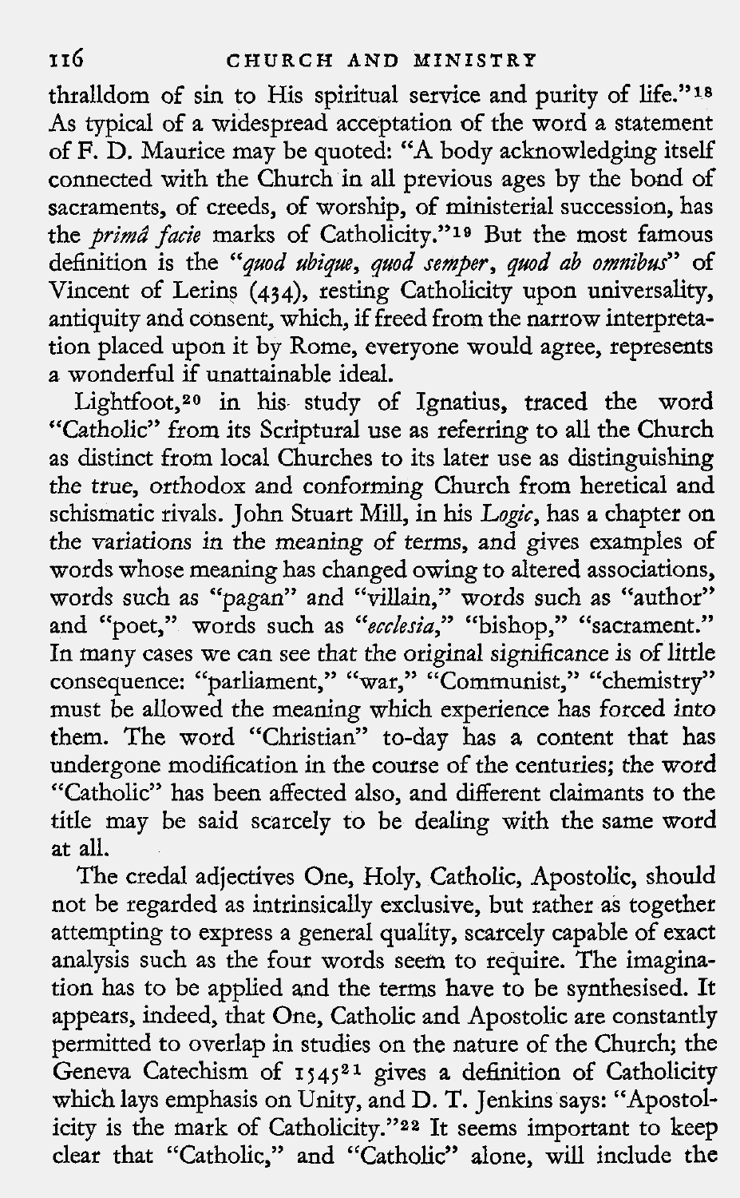thralldom of sin to His spiritual service and purity of life."[18] As typical of a widespread acceptation of the word a statement of F. D. Maurice may be quoted: "A body acknowledging itself connected with the Church in all previous ages by the bond of sacraments, of creeds, of worship, of ministerial succession, has the *primâ facie* marks of Catholicity."[19] But the most famous definition is the "*quod ubique, quod semper, quod ab omnibus*" of Vincent of Lerins (434), resting Catholicity upon universality, antiquity and consent, which, if freed from the narrow interpretation placed upon it by Rome, everyone would agree, represents a wonderful if unattainable ideal.

Lightfoot,[20] in his study of Ignatius, traced the word "Catholic" from its Scriptural use as referring to all the Church as distinct from local Churches to its later use as distinguishing the true, orthodox and conforming Church from heretical and schismatic rivals. John Stuart Mill, in his *Logic*, has a chapter on the variations in the meaning of terms, and gives examples of words whose meaning has changed owing to altered associations, words such as "pagan" and "villain," words such as "author" and "poet," words such as "*ecclesia*," "bishop," "sacrament." In many cases we can see that the original significance is of little consequence: "parliament," "war," "Communist," "chemistry" must be allowed the meaning which experience has forced into them. The word "Christian" to-day has a content that has undergone modification in the course of the centuries; the word "Catholic" has been affected also, and different claimants to the title may be said scarcely to be dealing with the same word at all.

The credal adjectives One, Holy, Catholic, Apostolic, should not be regarded as intrinsically exclusive, but rather as together attempting to express a general quality, scarcely capable of exact analysis such as the four words seem to require. The imagination has to be applied and the terms have to be synthesised. It appears, indeed, that One, Catholic and Apostolic are constantly permitted to overlap in studies on the nature of the Church; the Geneva Catechism of 1545[21] gives a definition of Catholicity which lays emphasis on Unity, and D. T. Jenkins says: "Apostolicity is the mark of Catholicity."[22] It seems important to keep clear that "Catholic," and "Catholic" alone, will include the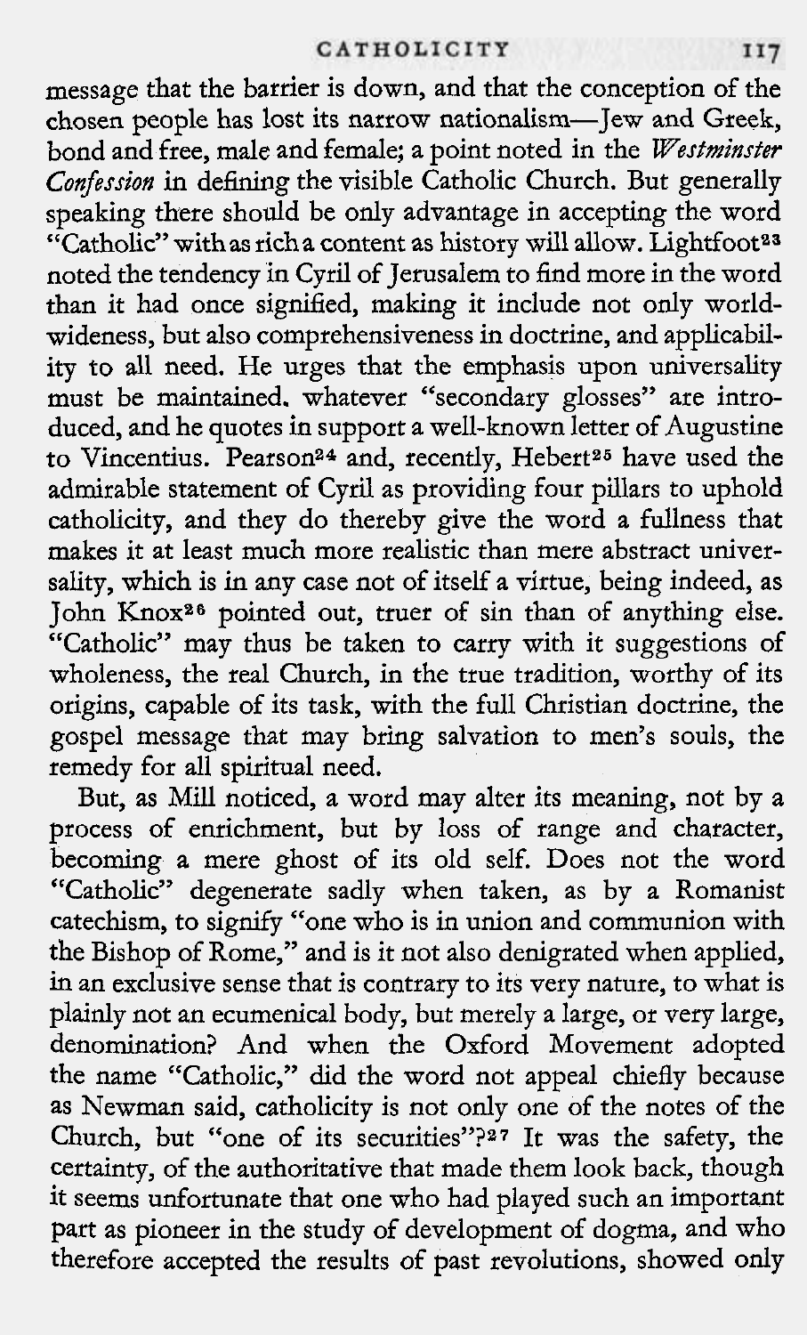message that the barrier is down, and that the conception of the chosen people has lost its narrow nationalism—Jew and Greek, bond and free, male and female; a point noted in the *Westminster Confession* in defining the visible Catholic Church. But generally speaking there should be only advantage in accepting the word "Catholic" with as rich a content as history will allow. Lightfoot[23] noted the tendency in Cyril of Jerusalem to find more in the word than it had once signified, making it include not only world-wideness, but also comprehensiveness in doctrine, and applicability to all need. He urges that the emphasis upon universality must be maintained, whatever "secondary glosses" are introduced, and he quotes in support a well-known letter of Augustine to Vincentius. Pearson[24] and, recently, Hebert[25] have used the admirable statement of Cyril as providing four pillars to uphold catholicity, and they do thereby give the word a fullness that makes it at least much more realistic than mere abstract universality, which is in any case not of itself a virtue, being indeed, as John Knox[26] pointed out, truer of sin than of anything else. "Catholic" may thus be taken to carry with it suggestions of wholeness, the real Church, in the true tradition, worthy of its origins, capable of its task, with the full Christian doctrine, the gospel message that may bring salvation to men's souls, the remedy for all spiritual need.

But, as Mill noticed, a word may alter its meaning, not by a process of enrichment, but by loss of range and character, becoming a mere ghost of its old self. Does not the word "Catholic" degenerate sadly when taken, as by a Romanist catechism, to signify "one who is in union and communion with the Bishop of Rome," and is it not also denigrated when applied, in an exclusive sense that is contrary to its very nature, to what is plainly not an ecumenical body, but merely a large, or very large, denomination? And when the Oxford Movement adopted the name "Catholic," did the word not appeal chiefly because as Newman said, catholicity is not only one of the notes of the Church, but "one of its securities"?[27] It was the safety, the certainty, of the authoritative that made them look back, though it seems unfortunate that one who had played such an important part as pioneer in the study of development of dogma, and who therefore accepted the results of past revolutions, showed only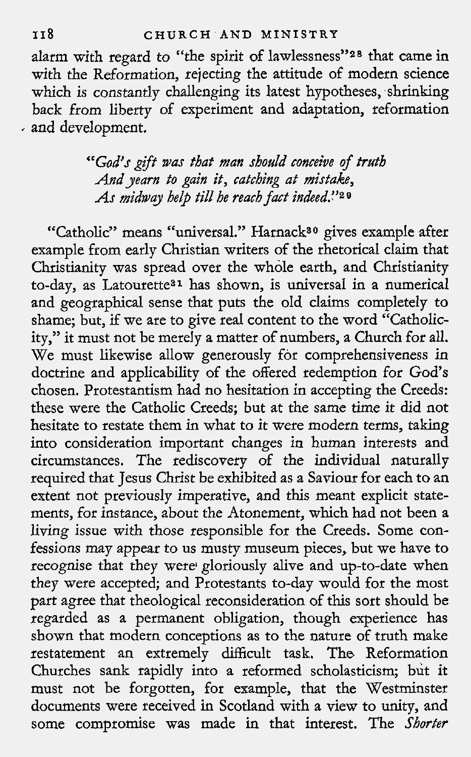alarm with regard to "the spirit of lawlessness"[28] that came in with the Reformation, rejecting the attitude of modern science which is constantly challenging its latest hypotheses, shrinking back from liberty of experiment and adaptation, reformation and development.

> *"God's gift was that man should conceive of truth*
> *And yearn to gain it, catching at mistake,*
> *As midway help till he reach fact indeed."*[29]

"Catholic" means "universal." Harnack[30] gives example after example from early Christian writers of the rhetorical claim that Christianity was spread over the whole earth, and Christianity to-day, as Latourette[31] has shown, is universal in a numerical and geographical sense that puts the old claims completely to shame; but, if we are to give real content to the word "Catholicity," it must not be merely a matter of numbers, a Church for all. We must likewise allow generously for comprehensiveness in doctrine and applicability of the offered redemption for God's chosen. Protestantism had no hesitation in accepting the Creeds: these were the Catholic Creeds; but at the same time it did not hesitate to restate them in what to it were modern terms, taking into consideration important changes in human interests and circumstances. The rediscovery of the individual naturally required that Jesus Christ be exhibited as a Saviour for each to an extent not previously imperative, and this meant explicit statements, for instance, about the Atonement, which had not been a living issue with those responsible for the Creeds. Some confessions may appear to us musty museum pieces, but we have to recognise that they were gloriously alive and up-to-date when they were accepted; and Protestants to-day would for the most part agree that theological reconsideration of this sort should be regarded as a permanent obligation, though experience has shown that modern conceptions as to the nature of truth make restatement an extremely difficult task. The Reformation Churches sank rapidly into a reformed scholasticism; but it must not be forgotten, for example, that the Westminster documents were received in Scotland with a view to unity, and some compromise was made in that interest. The *Shorter*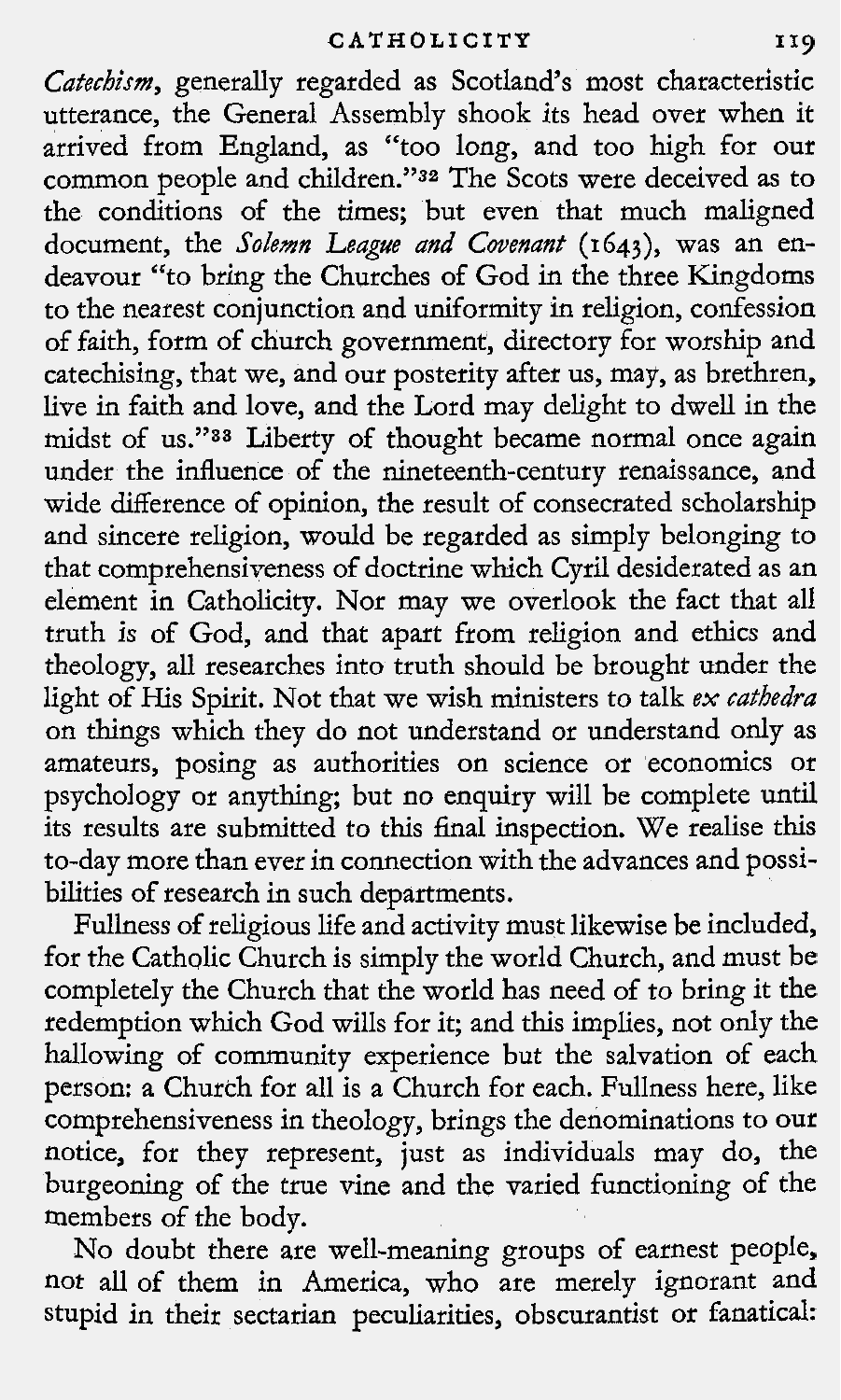*Catechism*, generally regarded as Scotland's most characteristic utterance, the General Assembly shook its head over when it arrived from England, as "too long, and too high for our common people and children."[32] The Scots were deceived as to the conditions of the times; but even that much maligned document, the *Solemn League and Covenant* (1643), was an endeavour "to bring the Churches of God in the three Kingdoms to the nearest conjunction and uniformity in religion, confession of faith, form of church government, directory for worship and catechising, that we, and our posterity after us, may, as brethren, live in faith and love, and the Lord may delight to dwell in the midst of us."[33] Liberty of thought became normal once again under the influence of the nineteenth-century renaissance, and wide difference of opinion, the result of consecrated scholarship and sincere religion, would be regarded as simply belonging to that comprehensiveness of doctrine which Cyril desiderated as an element in Catholicity. Nor may we overlook the fact that all truth is of God, and that apart from religion and ethics and theology, all researches into truth should be brought under the light of His Spirit. Not that we wish ministers to talk *ex cathedra* on things which they do not understand or understand only as amateurs, posing as authorities on science or economics or psychology or anything; but no enquiry will be complete until its results are submitted to this final inspection. We realise this to-day more than ever in connection with the advances and possibilities of research in such departments.

Fullness of religious life and activity must likewise be included, for the Catholic Church is simply the world Church, and must be completely the Church that the world has need of to bring it the redemption which God wills for it; and this implies, not only the hallowing of community experience but the salvation of each person: a Church for all is a Church for each. Fullness here, like comprehensiveness in theology, brings the denominations to our notice, for they represent, just as individuals may do, the burgeoning of the true vine and the varied functioning of the members of the body.

No doubt there are well-meaning groups of earnest people, not all of them in America, who are merely ignorant and stupid in their sectarian peculiarities, obscurantist or fanatical: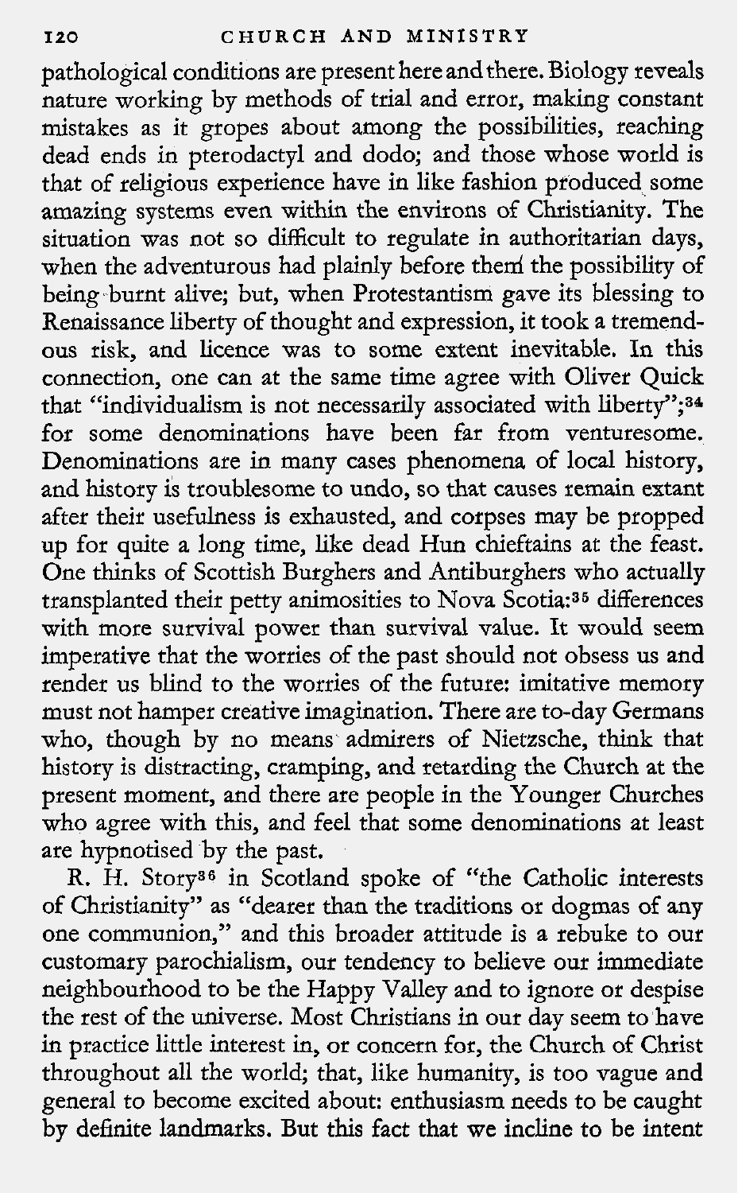pathological conditions are present here and there. Biology reveals nature working by methods of trial and error, making constant mistakes as it gropes about among the possibilities, reaching dead ends in pterodactyl and dodo; and those whose world is that of religious experience have in like fashion produced some amazing systems even within the environs of Christianity. The situation was not so difficult to regulate in authoritarian days, when the adventurous had plainly before them the possibility of being burnt alive; but, when Protestantism gave its blessing to Renaissance liberty of thought and expression, it took a tremendous risk, and licence was to some extent inevitable. In this connection, one can at the same time agree with Oliver Quick that "individualism is not necessarily associated with liberty";[34] for some denominations have been far from venturesome. Denominations are in many cases phenomena of local history, and history is troublesome to undo, so that causes remain extant after their usefulness is exhausted, and corpses may be propped up for quite a long time, like dead Hun chieftains at the feast. One thinks of Scottish Burghers and Antiburghers who actually transplanted their petty animosities to Nova Scotia:[35] differences with more survival power than survival value. It would seem imperative that the worries of the past should not obsess us and render us blind to the worries of the future: imitative memory must not hamper creative imagination. There are to-day Germans who, though by no means admirers of Nietzsche, think that history is distracting, cramping, and retarding the Church at the present moment, and there are people in the Younger Churches who agree with this, and feel that some denominations at least are hypnotised by the past.

R. H. Story[36] in Scotland spoke of "the Catholic interests of Christianity" as "dearer than the traditions or dogmas of any one communion," and this broader attitude is a rebuke to our customary parochialism, our tendency to believe our immediate neighbourhood to be the Happy Valley and to ignore or despise the rest of the universe. Most Christians in our day seem to have in practice little interest in, or concern for, the Church of Christ throughout all the world; that, like humanity, is too vague and general to become excited about: enthusiasm needs to be caught by definite landmarks. But this fact that we incline to be intent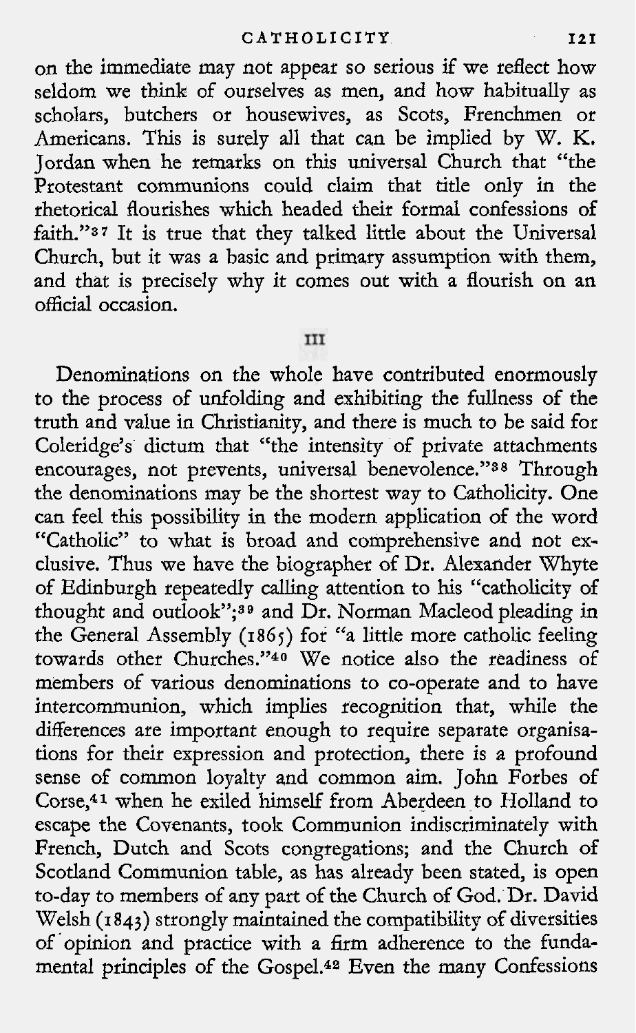on the immediate may not appear so serious if we reflect how seldom we think of ourselves as men, and how habitually as scholars, butchers or housewives, as Scots, Frenchmen or Americans. This is surely all that can be implied by W. K. Jordan when he remarks on this universal Church that "the Protestant communions could claim that title only in the rhetorical flourishes which headed their formal confessions of faith."[37] It is true that they talked little about the Universal Church, but it was a basic and primary assumption with them, and that is precisely why it comes out with a flourish on an official occasion.

## III

Denominations on the whole have contributed enormously to the process of unfolding and exhibiting the fullness of the truth and value in Christianity, and there is much to be said for Coleridge's dictum that "the intensity of private attachments encourages, not prevents, universal benevolence."[38] Through the denominations may be the shortest way to Catholicity. One can feel this possibility in the modern application of the word "Catholic" to what is broad and comprehensive and not exclusive. Thus we have the biographer of Dr. Alexander Whyte of Edinburgh repeatedly calling attention to his "catholicity of thought and outlook";[39] and Dr. Norman Macleod pleading in the General Assembly (1865) for "a little more catholic feeling towards other Churches."[40] We notice also the readiness of members of various denominations to co-operate and to have intercommunion, which implies recognition that, while the differences are important enough to require separate organisations for their expression and protection, there is a profound sense of common loyalty and common aim. John Forbes of Corse,[41] when he exiled himself from Aberdeen to Holland to escape the Covenants, took Communion indiscriminately with French, Dutch and Scots congregations; and the Church of Scotland Communion table, as has already been stated, is open to-day to members of any part of the Church of God. Dr. David Welsh (1843) strongly maintained the compatibility of diversities of opinion and practice with a firm adherence to the fundamental principles of the Gospel.[42] Even the many Confessions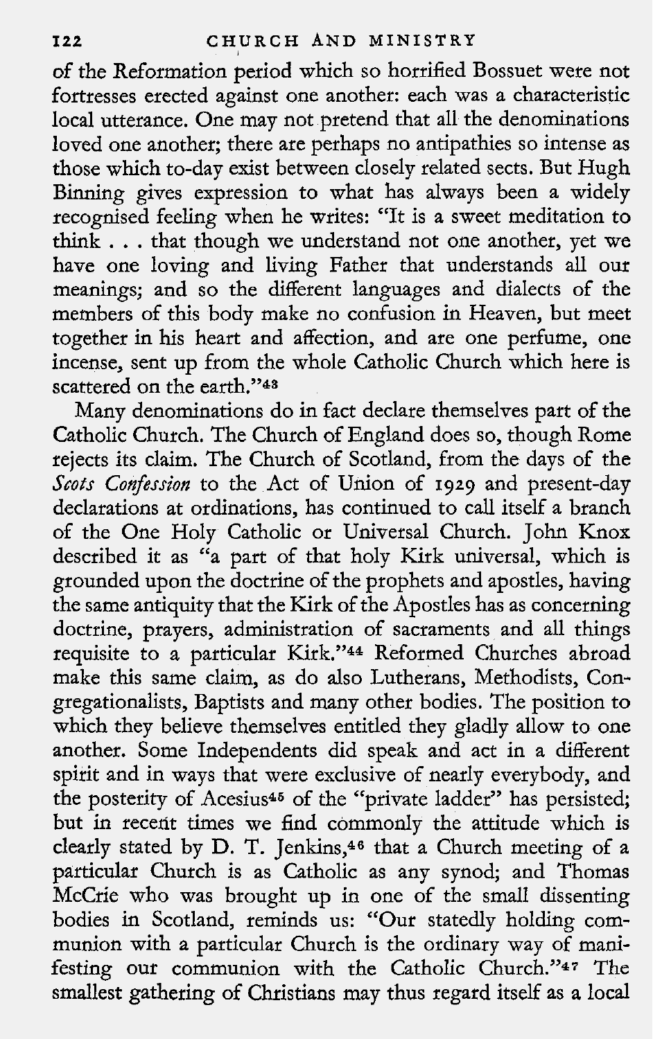of the Reformation period which so horrified Bossuet were not fortresses erected against one another: each was a characteristic local utterance. One may not pretend that all the denominations loved one another; there are perhaps no antipathies so intense as those which to-day exist between closely related sects. But Hugh Binning gives expression to what has always been a widely recognised feeling when he writes: "It is a sweet meditation to think . . . that though we understand not one another, yet we have one loving and living Father that understands all our meanings; and so the different languages and dialects of the members of this body make no confusion in Heaven, but meet together in his heart and affection, and are one perfume, one incense, sent up from the whole Catholic Church which here is scattered on the earth."[43]

Many denominations do in fact declare themselves part of the Catholic Church. The Church of England does so, though Rome rejects its claim. The Church of Scotland, from the days of the *Scots Confession* to the Act of Union of 1929 and present-day declarations at ordinations, has continued to call itself a branch of the One Holy Catholic or Universal Church. John Knox described it as "a part of that holy Kirk universal, which is grounded upon the doctrine of the prophets and apostles, having the same antiquity that the Kirk of the Apostles has as concerning doctrine, prayers, administration of sacraments and all things requisite to a particular Kirk."[44] Reformed Churches abroad make this same claim, as do also Lutherans, Methodists, Congregationalists, Baptists and many other bodies. The position to which they believe themselves entitled they gladly allow to one another. Some Independents did speak and act in a different spirit and in ways that were exclusive of nearly everybody, and the posterity of Acesius[45] of the "private ladder" has persisted; but in recent times we find commonly the attitude which is clearly stated by D. T. Jenkins,[46] that a Church meeting of a particular Church is as Catholic as any synod; and Thomas McCrie who was brought up in one of the small dissenting bodies in Scotland, reminds us: "Our statedly holding communion with a particular Church is the ordinary way of manifesting our communion with the Catholic Church."[47] The smallest gathering of Christians may thus regard itself as a local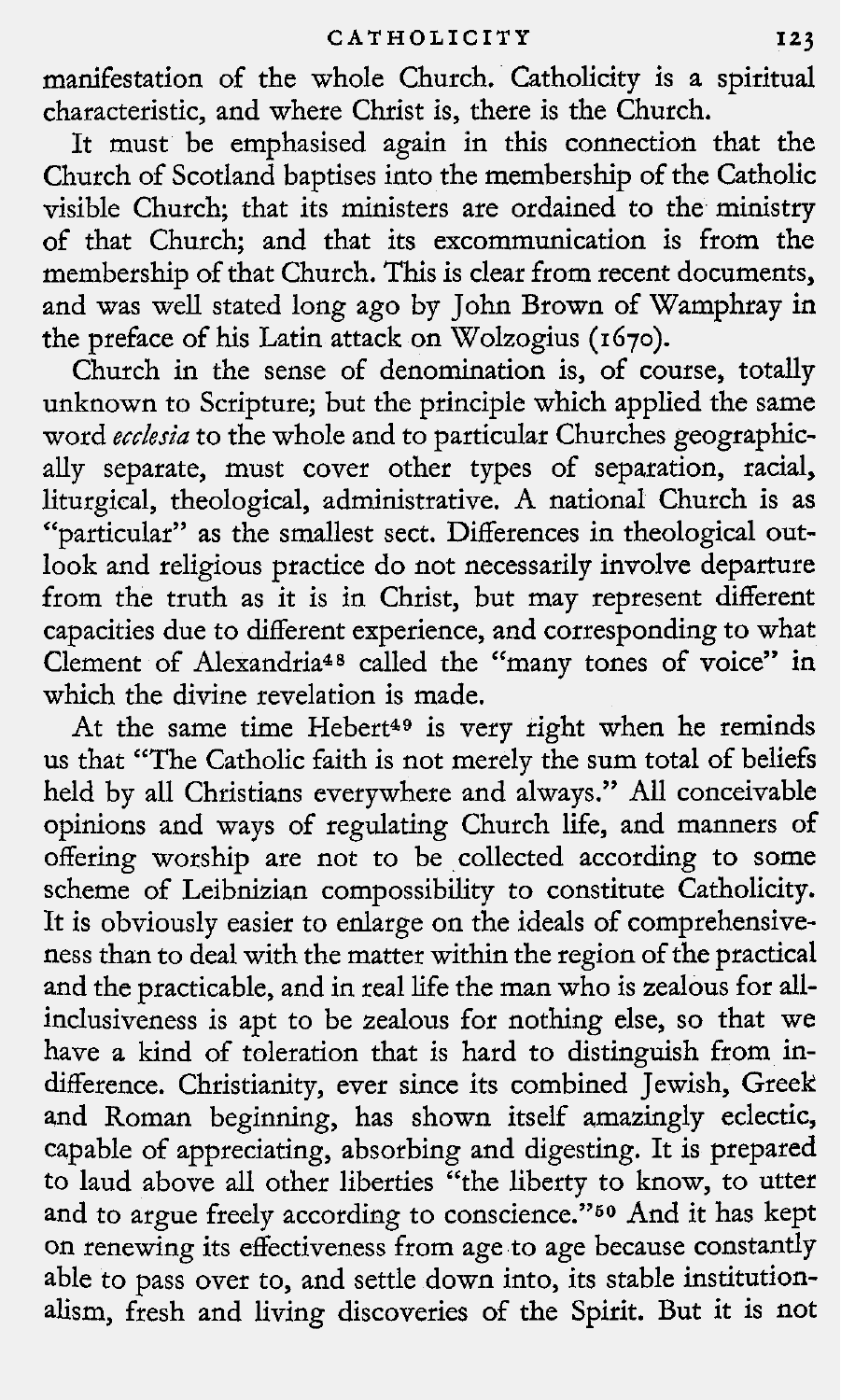manifestation of the whole Church. Catholicity is a spiritual characteristic, and where Christ is, there is the Church.

It must be emphasised again in this connection that the Church of Scotland baptises into the membership of the Catholic visible Church; that its ministers are ordained to the ministry of that Church; and that its excommunication is from the membership of that Church. This is clear from recent documents, and was well stated long ago by John Brown of Wamphray in the preface of his Latin attack on Wolzogius (1670).

Church in the sense of denomination is, of course, totally unknown to Scripture; but the principle which applied the same word *ecclesia* to the whole and to particular Churches geographically separate, must cover other types of separation, racial, liturgical, theological, administrative. A national Church is as "particular" as the smallest sect. Differences in theological outlook and religious practice do not necessarily involve departure from the truth as it is in Christ, but may represent different capacities due to different experience, and corresponding to what Clement of Alexandria[48] called the "many tones of voice" in which the divine revelation is made.

At the same time Hebert[49] is very right when he reminds us that "The Catholic faith is not merely the sum total of beliefs held by all Christians everywhere and always." All conceivable opinions and ways of regulating Church life, and manners of offering worship are not to be collected according to some scheme of Leibnizian compossibility to constitute Catholicity. It is obviously easier to enlarge on the ideals of comprehensiveness than to deal with the matter within the region of the practical and the practicable, and in real life the man who is zealous for all-inclusiveness is apt to be zealous for nothing else, so that we have a kind of toleration that is hard to distinguish from indifference. Christianity, ever since its combined Jewish, Greek and Roman beginning, has shown itself amazingly eclectic, capable of appreciating, absorbing and digesting. It is prepared to laud above all other liberties "the liberty to know, to utter and to argue freely according to conscience."[50] And it has kept on renewing its effectiveness from age to age because constantly able to pass over to, and settle down into, its stable institutionalism, fresh and living discoveries of the Spirit. But it is not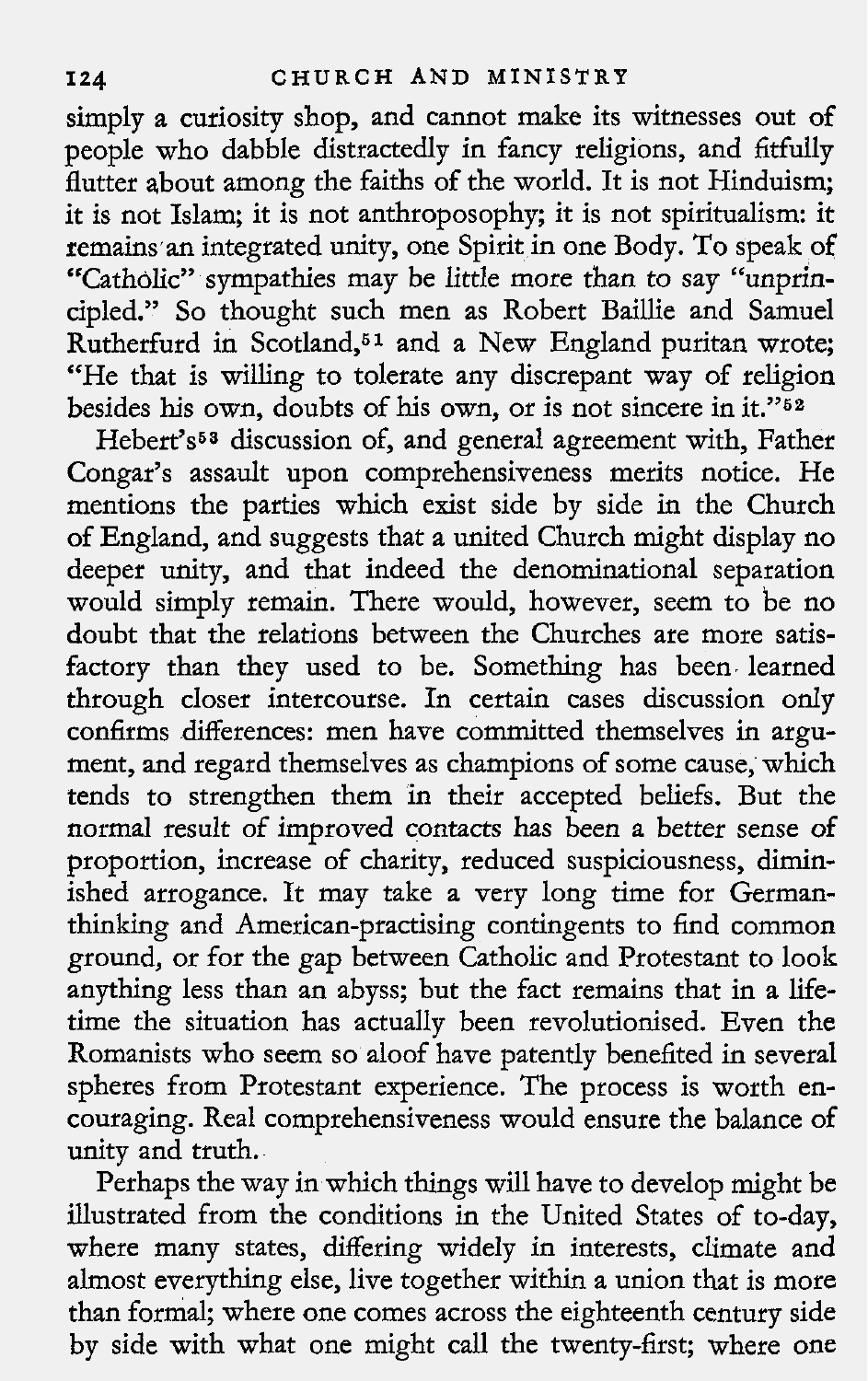simply a curiosity shop, and cannot make its witnesses out of people who dabble distractedly in fancy religions, and fitfully flutter about among the faiths of the world. It is not Hinduism; it is not Islam; it is not anthroposophy; it is not spiritualism: it remains an integrated unity, one Spirit in one Body. To speak of "Catholic" sympathies may be little more than to say "unprincipled." So thought such men as Robert Baillie and Samuel Rutherfurd in Scotland,[51] and a New England puritan wrote; "He that is willing to tolerate any discrepant way of religion besides his own, doubts of his own, or is not sincere in it."[52]

Hebert's[53] discussion of, and general agreement with, Father Congar's assault upon comprehensiveness merits notice. He mentions the parties which exist side by side in the Church of England, and suggests that a united Church might display no deeper unity, and that indeed the denominational separation would simply remain. There would, however, seem to be no doubt that the relations between the Churches are more satisfactory than they used to be. Something has been learned through closer intercourse. In certain cases discussion only confirms differences: men have committed themselves in argument, and regard themselves as champions of some cause, which tends to strengthen them in their accepted beliefs. But the normal result of improved contacts has been a better sense of proportion, increase of charity, reduced suspiciousness, diminished arrogance. It may take a very long time for German-thinking and American-practising contingents to find common ground, or for the gap between Catholic and Protestant to look anything less than an abyss; but the fact remains that in a lifetime the situation has actually been revolutionised. Even the Romanists who seem so aloof have patently benefited in several spheres from Protestant experience. The process is worth encouraging. Real comprehensiveness would ensure the balance of unity and truth.

Perhaps the way in which things will have to develop might be illustrated from the conditions in the United States of to-day, where many states, differing widely in interests, climate and almost everything else, live together within a union that is more than formal; where one comes across the eighteenth century side by side with what one might call the twenty-first; where one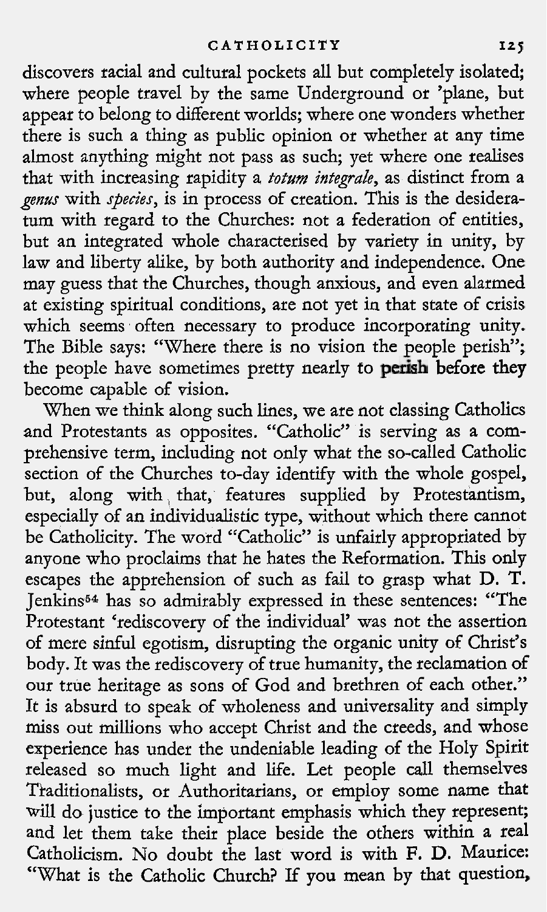discovers racial and cultural pockets all but completely isolated; where people travel by the same Underground or 'plane, but appear to belong to different worlds; where one wonders whether there is such a thing as public opinion or whether at any time almost anything might not pass as such; yet where one realises that with increasing rapidity a *totum integrale*, as distinct from a *genus* with *species*, is in process of creation. This is the desideratum with regard to the Churches: not a federation of entities, but an integrated whole characterised by variety in unity, by law and liberty alike, by both authority and independence. One may guess that the Churches, though anxious, and even alarmed at existing spiritual conditions, are not yet in that state of crisis which seems often necessary to produce incorporating unity. The Bible says: "Where there is no vision the people perish"; the people have sometimes pretty nearly to perish before they become capable of vision.

When we think along such lines, we are not classing Catholics and Protestants as opposites. "Catholic" is serving as a comprehensive term, including not only what the so-called Catholic section of the Churches to-day identify with the whole gospel, but, along with that, features supplied by Protestantism, especially of an individualistic type, without which there cannot be Catholicity. The word "Catholic" is unfairly appropriated by anyone who proclaims that he hates the Reformation. This only escapes the apprehension of such as fail to grasp what D. T. Jenkins[54] has so admirably expressed in these sentences: "The Protestant 'rediscovery of the individual' was not the assertion of mere sinful egotism, disrupting the organic unity of Christ's body. It was the rediscovery of true humanity, the reclamation of our true heritage as sons of God and brethren of each other." It is absurd to speak of wholeness and universality and simply miss out millions who accept Christ and the creeds, and whose experience has under the undeniable leading of the Holy Spirit released so much light and life. Let people call themselves Traditionalists, or Authoritarians, or employ some name that will do justice to the important emphasis which they represent; and let them take their place beside the others within a real Catholicism. No doubt the last word is with F. D. Maurice: "What is the Catholic Church? If you mean by that question,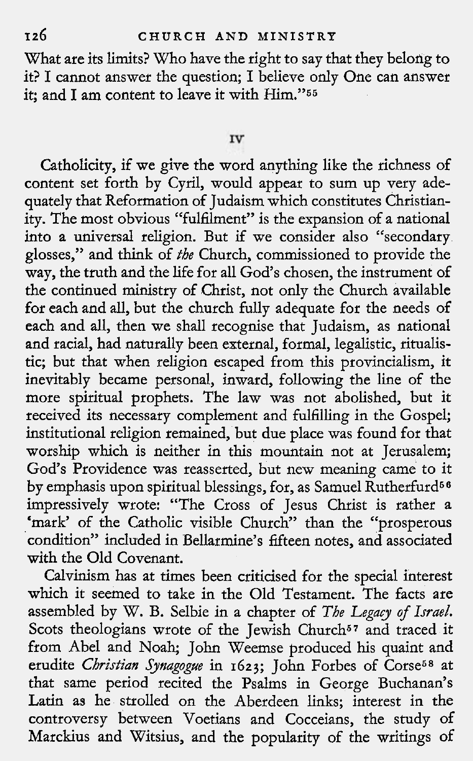What are its limits? Who have the right to say that they belong to it? I cannot answer the question; I believe only One can answer it; and I am content to leave it with Him."[55]

## IV

Catholicity, if we give the word anything like the richness of content set forth by Cyril, would appear to sum up very adequately that Reformation of Judaism which constitutes Christianity. The most obvious "fulfilment" is the expansion of a national into a universal religion. But if we consider also "secondary glosses," and think of *the* Church, commissioned to provide the way, the truth and the life for all God's chosen, the instrument of the continued ministry of Christ, not only the Church available for each and all, but the church fully adequate for the needs of each and all, then we shall recognise that Judaism, as national and racial, had naturally been external, formal, legalistic, ritualistic; but that when religion escaped from this provincialism, it inevitably became personal, inward, following the line of the more spiritual prophets. The law was not abolished, but it received its necessary complement and fulfilling in the Gospel; institutional religion remained, but due place was found for that worship which is neither in this mountain not at Jerusalem; God's Providence was reasserted, but new meaning came to it by emphasis upon spiritual blessings, for, as Samuel Rutherfurd[56] impressively wrote: "The Cross of Jesus Christ is rather a 'mark' of the Catholic visible Church" than the "prosperous condition" included in Bellarmine's fifteen notes, and associated with the Old Covenant.

Calvinism has at times been criticised for the special interest which it seemed to take in the Old Testament. The facts are assembled by W. B. Selbie in a chapter of *The Legacy of Israel.* Scots theologians wrote of the Jewish Church[57] and traced it from Abel and Noah; John Weemse produced his quaint and erudite *Christian Synagogue* in 1623; John Forbes of Corse[58] at that same period recited the Psalms in George Buchanan's Latin as he strolled on the Aberdeen links; interest in the controversy between Voetians and Cocceians, the study of Marckius and Witsius, and the popularity of the writings of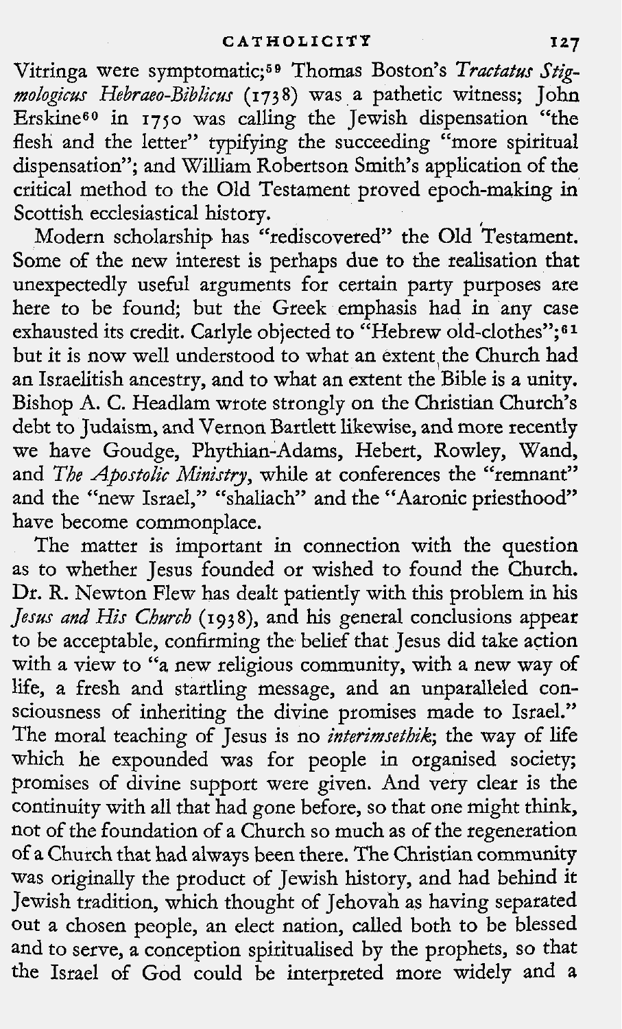Vitringa were symptomatic;[59] Thomas Boston's *Tractatus Stigmologicus Hebraeo-Biblicus* (1738) was a pathetic witness; John Erskine[60] in 1750 was calling the Jewish dispensation "the flesh and the letter" typifying the succeeding "more spiritual dispensation"; and William Robertson Smith's application of the critical method to the Old Testament proved epoch-making in Scottish ecclesiastical history.

Modern scholarship has "rediscovered" the Old Testament. Some of the new interest is perhaps due to the realisation that unexpectedly useful arguments for certain party purposes are here to be found; but the Greek emphasis had in any case exhausted its credit. Carlyle objected to "Hebrew old-clothes";[61] but it is now well understood to what an extent the Church had an Israelitish ancestry, and to what an extent the Bible is a unity. Bishop A. C. Headlam wrote strongly on the Christian Church's debt to Judaism, and Vernon Bartlett likewise, and more recently we have Goudge, Phythian-Adams, Hebert, Rowley, Wand, and *The Apostolic Ministry*, while at conferences the "remnant" and the "new Israel," "shaliach" and the "Aaronic priesthood" have become commonplace.

The matter is important in connection with the question as to whether Jesus founded or wished to found the Church. Dr. R. Newton Flew has dealt patiently with this problem in his *Jesus and His Church* (1938), and his general conclusions appear to be acceptable, confirming the belief that Jesus did take action with a view to "a new religious community, with a new way of life, a fresh and startling message, and an unparalleled consciousness of inheriting the divine promises made to Israel." The moral teaching of Jesus is no *interimsethik*; the way of life which he expounded was for people in organised society; promises of divine support were given. And very clear is the continuity with all that had gone before, so that one might think, not of the foundation of a Church so much as of the regeneration of a Church that had always been there. The Christian community was originally the product of Jewish history, and had behind it Jewish tradition, which thought of Jehovah as having separated out a chosen people, an elect nation, called both to be blessed and to serve, a conception spiritualised by the prophets, so that the Israel of God could be interpreted more widely and a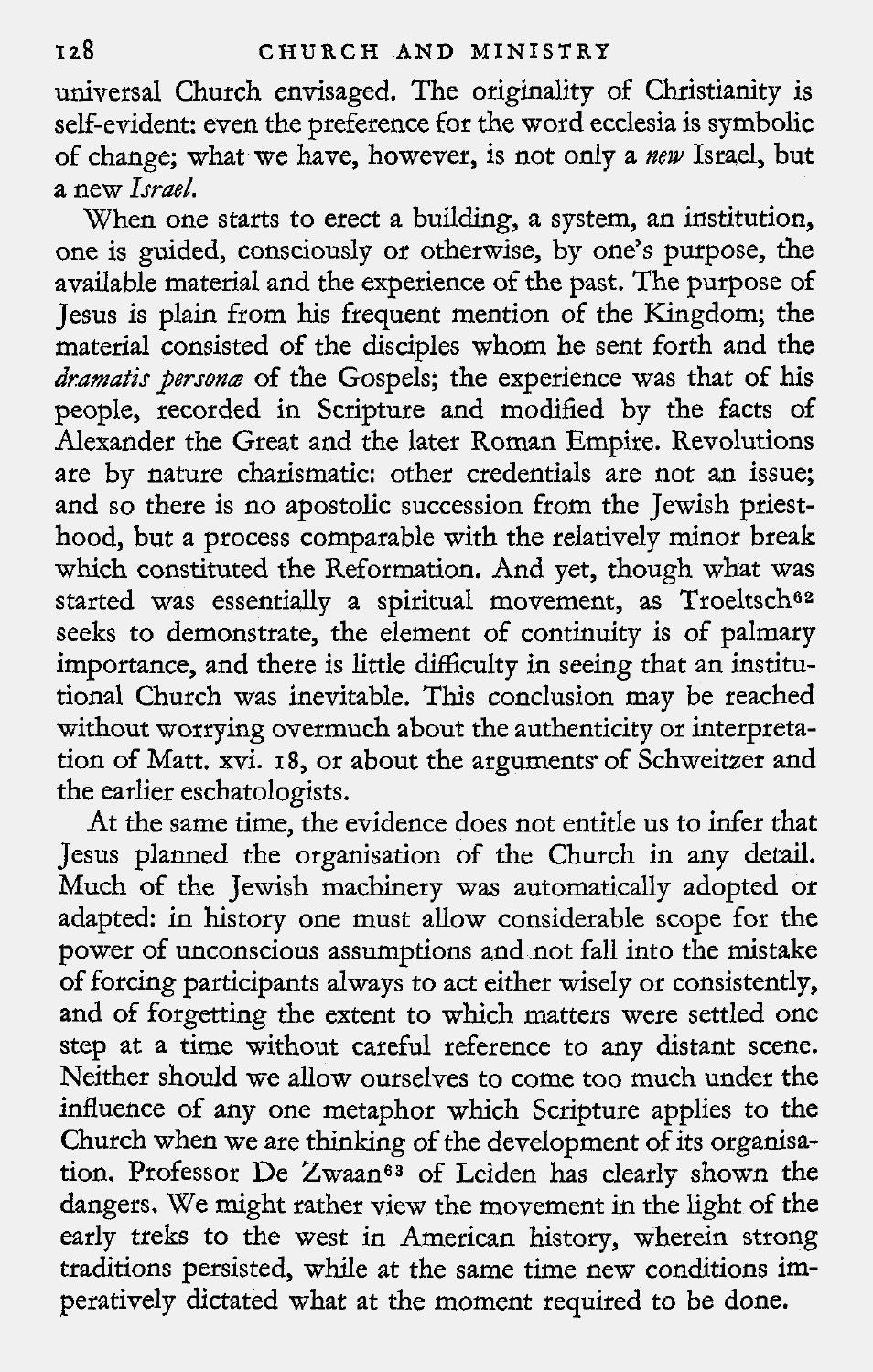universal Church envisaged. The originality of Christianity is self-evident: even the preference for the word ecclesia is symbolic of change; what we have, however, is not only a *new* Israel, but a new *Israel*.

When one starts to erect a building, a system, an institution, one is guided, consciously or otherwise, by one's purpose, the available material and the experience of the past. The purpose of Jesus is plain from his frequent mention of the Kingdom; the material consisted of the disciples whom he sent forth and the *dramatis personæ* of the Gospels; the experience was that of his people, recorded in Scripture and modified by the facts of Alexander the Great and the later Roman Empire. Revolutions are by nature charismatic: other credentials are not an issue; and so there is no apostolic succession from the Jewish priesthood, but a process comparable with the relatively minor break which constituted the Reformation. And yet, though what was started was essentially a spiritual movement, as Troeltsch[62] seeks to demonstrate, the element of continuity is of palmary importance, and there is little difficulty in seeing that an institutional Church was inevitable. This conclusion may be reached without worrying overmuch about the authenticity or interpretation of Matt. xvi. 18, or about the arguments of Schweitzer and the earlier eschatologists.

At the same time, the evidence does not entitle us to infer that Jesus planned the organisation of the Church in any detail. Much of the Jewish machinery was automatically adopted or adapted: in history one must allow considerable scope for the power of unconscious assumptions and not fall into the mistake of forcing participants always to act either wisely or consistently, and of forgetting the extent to which matters were settled one step at a time without careful reference to any distant scene. Neither should we allow ourselves to come too much under the influence of any one metaphor which Scripture applies to the Church when we are thinking of the development of its organisation. Professor De Zwaan[63] of Leiden has clearly shown the dangers. We might rather view the movement in the light of the early treks to the west in American history, wherein strong traditions persisted, while at the same time new conditions imperatively dictated what at the moment required to be done.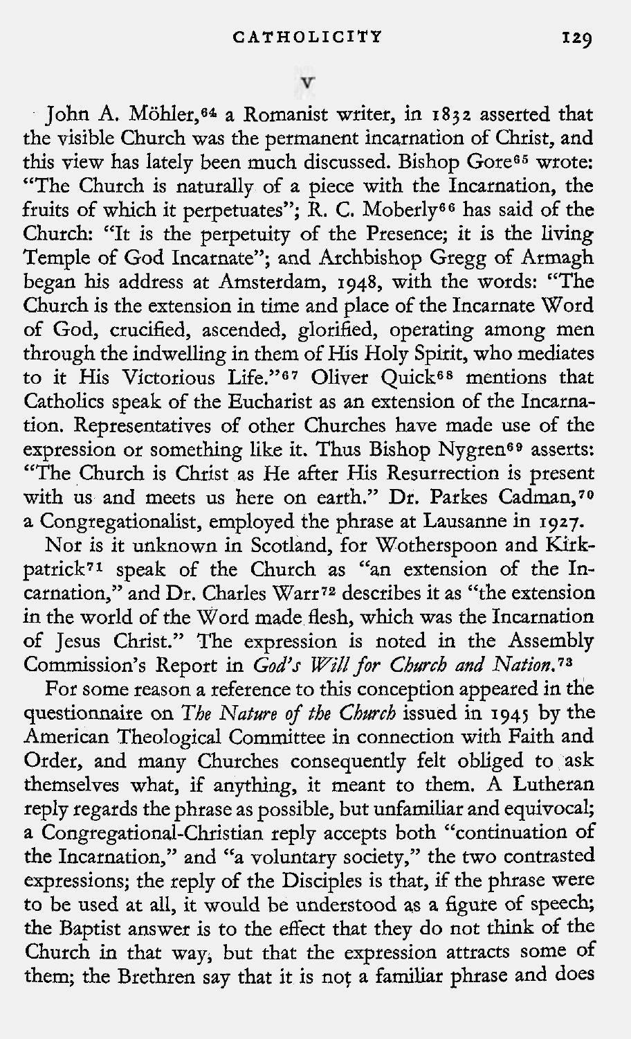## V

John A. Möhler,[64] a Romanist writer, in 1832 asserted that the visible Church was the permanent incarnation of Christ, and this view has lately been much discussed. Bishop Gore[65] wrote: "The Church is naturally of a piece with the Incarnation, the fruits of which it perpetuates"; R. C. Moberly[66] has said of the Church: "It is the perpetuity of the Presence; it is the living Temple of God Incarnate"; and Archbishop Gregg of Armagh began his address at Amsterdam, 1948, with the words: "The Church is the extension in time and place of the Incarnate Word of God, crucified, ascended, glorified, operating among men through the indwelling in them of His Holy Spirit, who mediates to it His Victorious Life."[67] Oliver Quick[68] mentions that Catholics speak of the Eucharist as an extension of the Incarnation. Representatives of other Churches have made use of the expression or something like it. Thus Bishop Nygren[69] asserts: "The Church is Christ as He after His Resurrection is present with us and meets us here on earth." Dr. Parkes Cadman,[70] a Congregationalist, employed the phrase at Lausanne in 1927.

Nor is it unknown in Scotland, for Wotherspoon and Kirkpatrick[71] speak of the Church as "an extension of the Incarnation," and Dr. Charles Warr[72] describes it as "the extension in the world of the Word made flesh, which was the Incarnation of Jesus Christ." The expression is noted in the Assembly Commission's Report in *God's Will for Church and Nation.*[73]

For some reason a reference to this conception appeared in the questionnaire on *The Nature of the Church* issued in 1945 by the American Theological Committee in connection with Faith and Order, and many Churches consequently felt obliged to ask themselves what, if anything, it meant to them. A Lutheran reply regards the phrase as possible, but unfamiliar and equivocal; a Congregational-Christian reply accepts both "continuation of the Incarnation," and "a voluntary society," the two contrasted expressions; the reply of the Disciples is that, if the phrase were to be used at all, it would be understood as a figure of speech; the Baptist answer is to the effect that they do not think of the Church in that way, but that the expression attracts some of them; the Brethren say that it is not a familiar phrase and does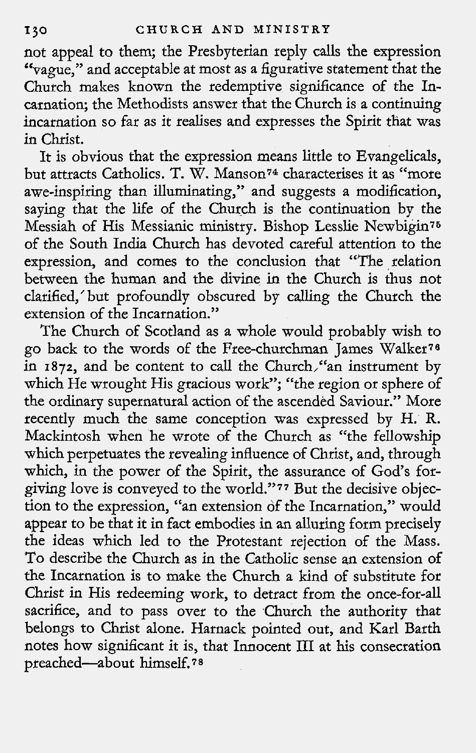not appeal to them; the Presbyterian reply calls the expression "vague," and acceptable at most as a figurative statement that the Church makes known the redemptive significance of the Incarnation; the Methodists answer that the Church is a continuing incarnation so far as it realises and expresses the Spirit that was in Christ.

It is obvious that the expression means little to Evangelicals, but attracts Catholics. T. W. Manson[74] characterises it as "more awe-inspiring than illuminating," and suggests a modification, saying that the life of the Church is the continuation by the Messiah of His Messianic ministry. Bishop Lesslie Newbigin[75] of the South India Church has devoted careful attention to the expression, and comes to the conclusion that "The relation between the human and the divine in the Church is thus not clarified, but profoundly obscured by calling the Church the extension of the Incarnation."

The Church of Scotland as a whole would probably wish to go back to the words of the Free-churchman James Walker[76] in 1872, and be content to call the Church "an instrument by which He wrought His gracious work"; "the region or sphere of the ordinary supernatural action of the ascended Saviour." More recently much the same conception was expressed by H. R. Mackintosh when he wrote of the Church as "the fellowship which perpetuates the revealing influence of Christ, and, through which, in the power of the Spirit, the assurance of God's forgiving love is conveyed to the world."[77] But the decisive objection to the expression, "an extension of the Incarnation," would appear to be that it in fact embodies in an alluring form precisely the ideas which led to the Protestant rejection of the Mass. To describe the Church as in the Catholic sense an extension of the Incarnation is to make the Church a kind of substitute for Christ in His redeeming work, to detract from the once-for-all sacrifice, and to pass over to the Church the authority that belongs to Christ alone. Harnack pointed out, and Karl Barth notes how significant it is, that Innocent III at his consecration preached—about himself.[78]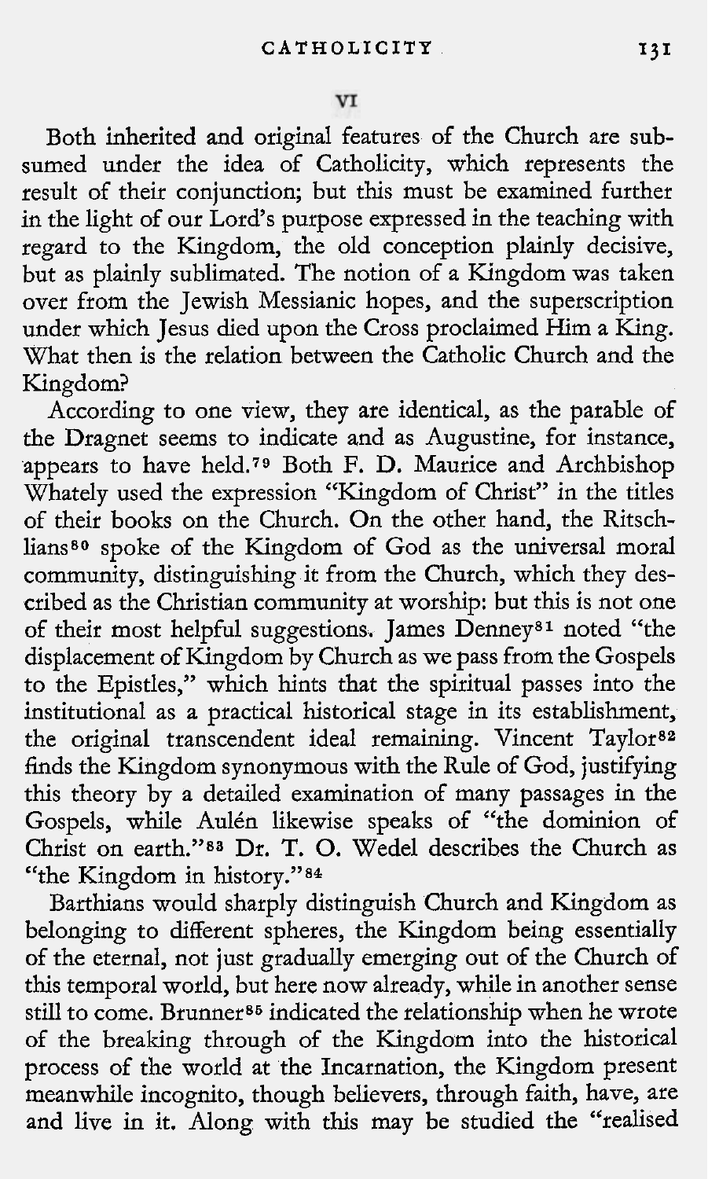## VI

Both inherited and original features of the Church are subsumed under the idea of Catholicity, which represents the result of their conjunction; but this must be examined further in the light of our Lord's purpose expressed in the teaching with regard to the Kingdom, the old conception plainly decisive, but as plainly sublimated. The notion of a Kingdom was taken over from the Jewish Messianic hopes, and the superscription under which Jesus died upon the Cross proclaimed Him a King. What then is the relation between the Catholic Church and the Kingdom?

According to one view, they are identical, as the parable of the Dragnet seems to indicate and as Augustine, for instance, appears to have held.[79] Both F. D. Maurice and Archbishop Whately used the expression "Kingdom of Christ" in the titles of their books on the Church. On the other hand, the Ritschlians[80] spoke of the Kingdom of God as the universal moral community, distinguishing it from the Church, which they described as the Christian community at worship: but this is not one of their most helpful suggestions. James Denney[81] noted "the displacement of Kingdom by Church as we pass from the Gospels to the Epistles," which hints that the spiritual passes into the institutional as a practical historical stage in its establishment, the original transcendent ideal remaining. Vincent Taylor[82] finds the Kingdom synonymous with the Rule of God, justifying this theory by a detailed examination of many passages in the Gospels, while Aulén likewise speaks of "the dominion of Christ on earth."[83] Dr. T. O. Wedel describes the Church as "the Kingdom in history."[84]

Barthians would sharply distinguish Church and Kingdom as belonging to different spheres, the Kingdom being essentially of the eternal, not just gradually emerging out of the Church of this temporal world, but here now already, while in another sense still to come. Brunner[85] indicated the relationship when he wrote of the breaking through of the Kingdom into the historical process of the world at the Incarnation, the Kingdom present meanwhile incognito, though believers, through faith, have, are and live in it. Along with this may be studied the "realised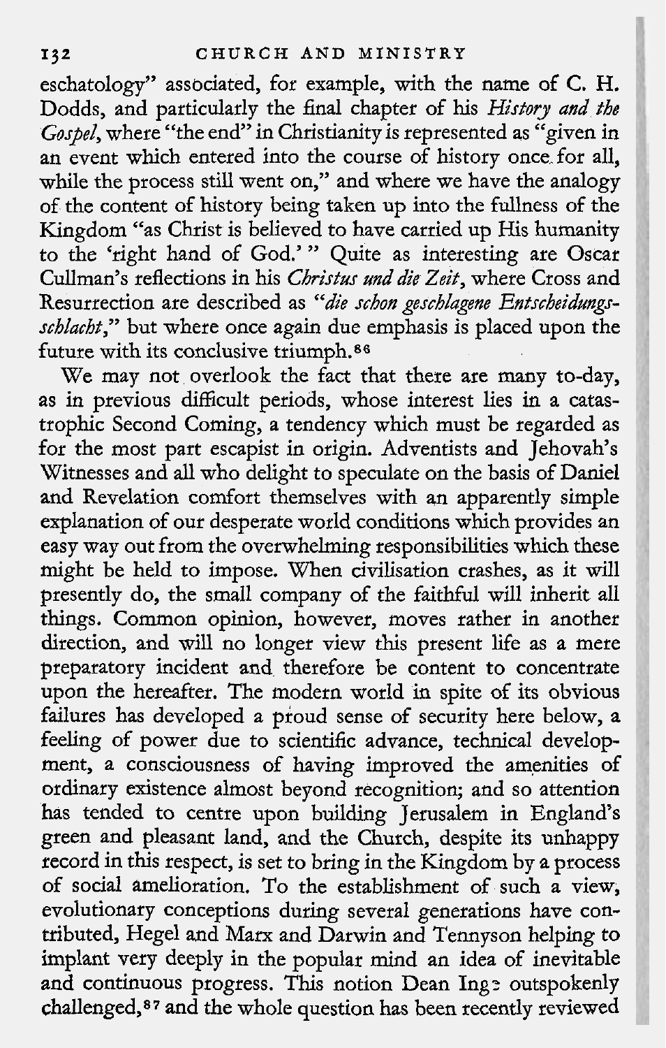eschatology" associated, for example, with the name of C. H. Dodds, and particularly the final chapter of his *History and the Gospel*, where "the end" in Christianity is represented as "given in an event which entered into the course of history once for all, while the process still went on," and where we have the analogy of the content of history being taken up into the fullness of the Kingdom "as Christ is believed to have carried up His humanity to the 'right hand of God.'" Quite as interesting are Oscar Cullman's reflections in his *Christus und die Zeit*, where Cross and Resurrection are described as "*die schon geschlagene Entscheidungsschlacht*," but where once again due emphasis is placed upon the future with its conclusive triumph.[86]

We may not overlook the fact that there are many to-day, as in previous difficult periods, whose interest lies in a catastrophic Second Coming, a tendency which must be regarded as for the most part escapist in origin. Adventists and Jehovah's Witnesses and all who delight to speculate on the basis of Daniel and Revelation comfort themselves with an apparently simple explanation of our desperate world conditions which provides an easy way out from the overwhelming responsibilities which these might be held to impose. When civilisation crashes, as it will presently do, the small company of the faithful will inherit all things. Common opinion, however, moves rather in another direction, and will no longer view this present life as a mere preparatory incident and therefore be content to concentrate upon the hereafter. The modern world in spite of its obvious failures has developed a proud sense of security here below, a feeling of power due to scientific advance, technical development, a consciousness of having improved the amenities of ordinary existence almost beyond recognition; and so attention has tended to centre upon building Jerusalem in England's green and pleasant land, and the Church, despite its unhappy record in this respect, is set to bring in the Kingdom by a process of social amelioration. To the establishment of such a view, evolutionary conceptions during several generations have contributed, Hegel and Marx and Darwin and Tennyson helping to implant very deeply in the popular mind an idea of inevitable and continuous progress. This notion Dean Inge outspokenly challenged,[87] and the whole question has been recently reviewed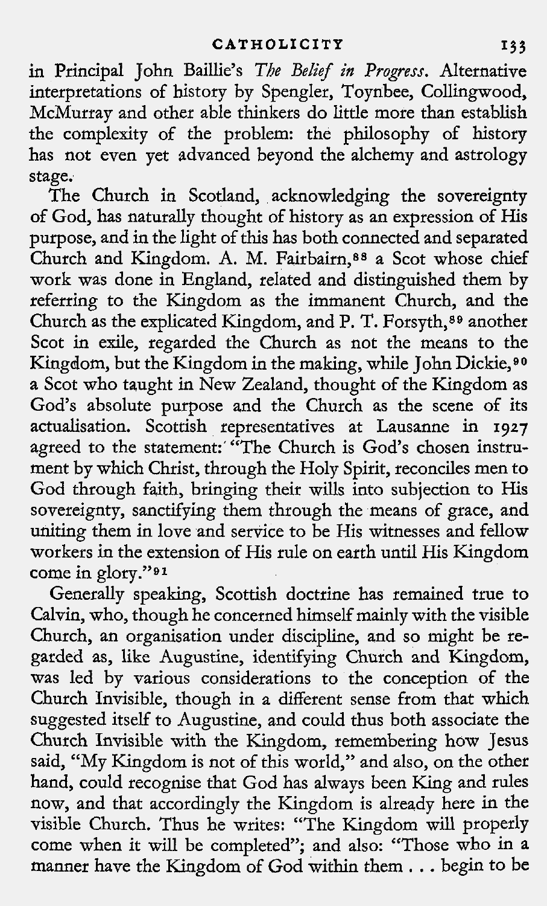in Principal John Baillie's *The Belief in Progress*. Alternative interpretations of history by Spengler, Toynbee, Collingwood, McMurray and other able thinkers do little more than establish the complexity of the problem: the philosophy of history has not even yet advanced beyond the alchemy and astrology stage.

The Church in Scotland, acknowledging the sovereignty of God, has naturally thought of history as an expression of His purpose, and in the light of this has both connected and separated Church and Kingdom. A. M. Fairbairn,[88] a Scot whose chief work was done in England, related and distinguished them by referring to the Kingdom as the immanent Church, and the Church as the explicated Kingdom, and P. T. Forsyth,[89] another Scot in exile, regarded the Church as not the means to the Kingdom, but the Kingdom in the making, while John Dickie,[90] a Scot who taught in New Zealand, thought of the Kingdom as God's absolute purpose and the Church as the scene of its actualisation. Scottish representatives at Lausanne in 1927 agreed to the statement: "The Church is God's chosen instrument by which Christ, through the Holy Spirit, reconciles men to God through faith, bringing their wills into subjection to His sovereignty, sanctifying them through the means of grace, and uniting them in love and service to be His witnesses and fellow workers in the extension of His rule on earth until His Kingdom come in glory."[91]

Generally speaking, Scottish doctrine has remained true to Calvin, who, though he concerned himself mainly with the visible Church, an organisation under discipline, and so might be regarded as, like Augustine, identifying Church and Kingdom, was led by various considerations to the conception of the Church Invisible, though in a different sense from that which suggested itself to Augustine, and could thus both associate the Church Invisible with the Kingdom, remembering how Jesus said, "My Kingdom is not of this world," and also, on the other hand, could recognise that God has always been King and rules now, and that accordingly the Kingdom is already here in the visible Church. Thus he writes: "The Kingdom will properly come when it will be completed"; and also: "Those who in a manner have the Kingdom of God within them . . . begin to be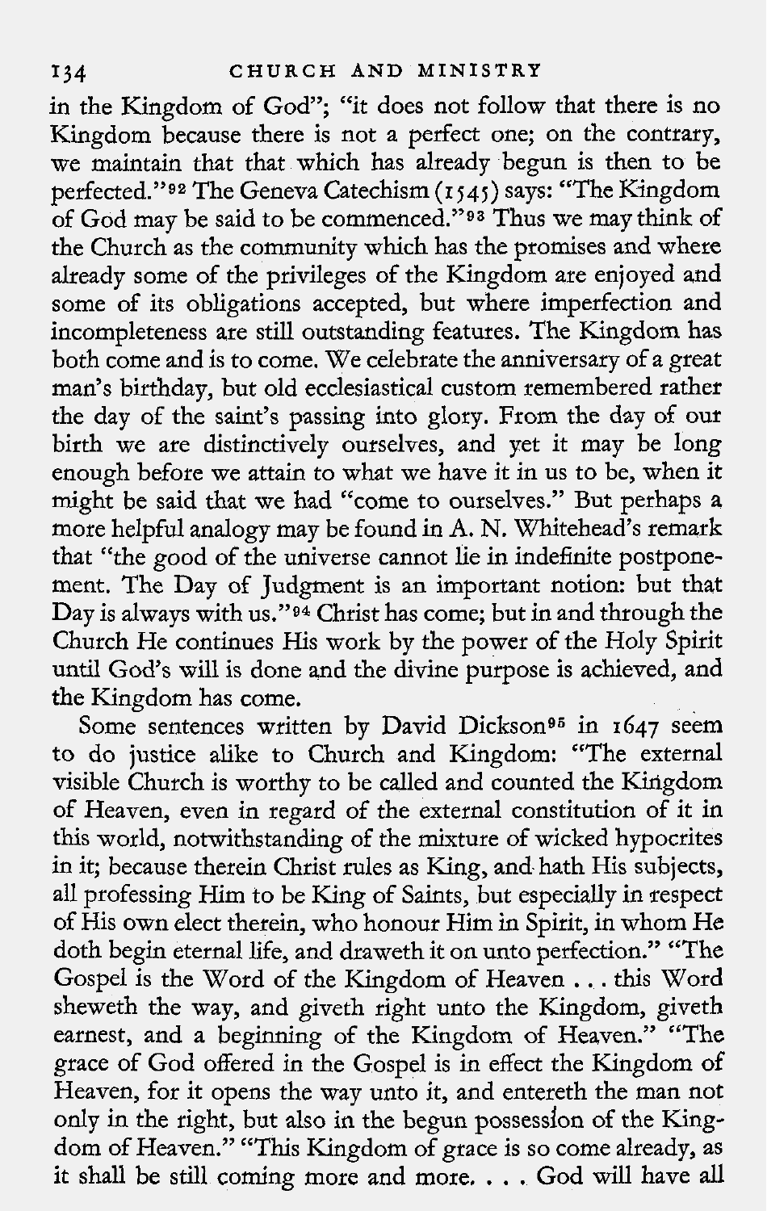in the Kingdom of God"; "it does not follow that there is no Kingdom because there is not a perfect one; on the contrary, we maintain that that which has already begun is then to be perfected."[92] The Geneva Catechism (1545) says: "The Kingdom of God may be said to be commenced."[93] Thus we may think of the Church as the community which has the promises and where already some of the privileges of the Kingdom are enjoyed and some of its obligations accepted, but where imperfection and incompleteness are still outstanding features. The Kingdom has both come and is to come. We celebrate the anniversary of a great man's birthday, but old ecclesiastical custom remembered rather the day of the saint's passing into glory. From the day of our birth we are distinctively ourselves, and yet it may be long enough before we attain to what we have it in us to be, when it might be said that we had "come to ourselves." But perhaps a more helpful analogy may be found in A. N. Whitehead's remark that "the good of the universe cannot lie in indefinite postponement. The Day of Judgment is an important notion: but that Day is always with us."[94] Christ has come; but in and through the Church He continues His work by the power of the Holy Spirit until God's will is done and the divine purpose is achieved, and the Kingdom has come.

Some sentences written by David Dickson[95] in 1647 seem to do justice alike to Church and Kingdom: "The external visible Church is worthy to be called and counted the Kingdom of Heaven, even in regard of the external constitution of it in this world, notwithstanding of the mixture of wicked hypocrites in it; because therein Christ rules as King, and hath His subjects, all professing Him to be King of Saints, but especially in respect of His own elect therein, who honour Him in Spirit, in whom He doth begin eternal life, and draweth it on unto perfection." "The Gospel is the Word of the Kingdom of Heaven . . . this Word sheweth the way, and giveth right unto the Kingdom, giveth earnest, and a beginning of the Kingdom of Heaven." "The grace of God offered in the Gospel is in effect the Kingdom of Heaven, for it opens the way unto it, and entereth the man not only in the right, but also in the begun possession of the Kingdom of Heaven." "This Kingdom of grace is so come already, as it shall be still coming more and more. . . . God will have all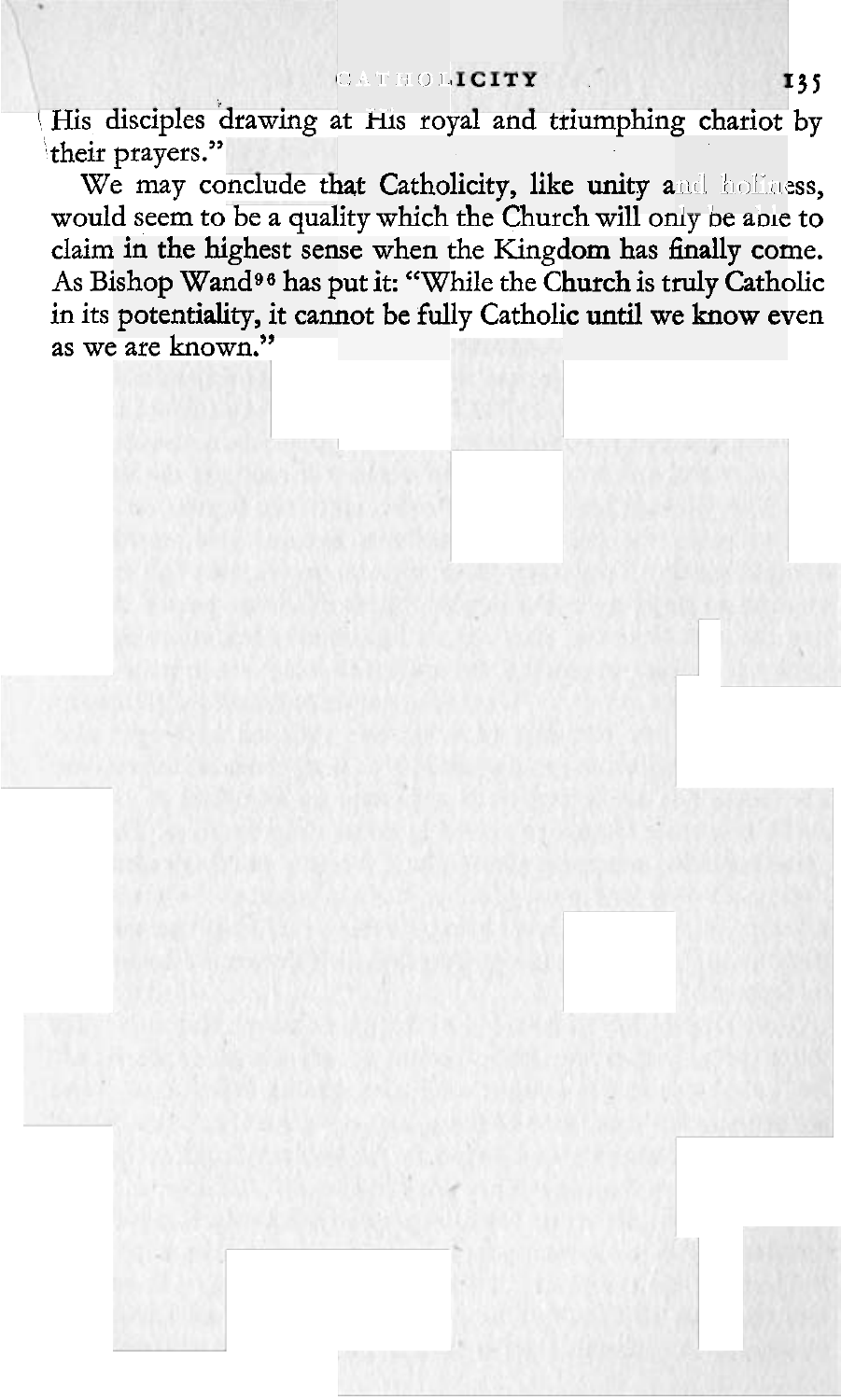His disciples drawing at His royal and triumphing chariot by their prayers."

We may conclude that Catholicity, like unity and holiness, would seem to be a quality which the Church will only be able to claim in the highest sense when the Kingdom has finally come. As Bishop Wand[96] has put it: "While the Church is truly Catholic in its potentiality, it cannot be fully Catholic until we know even as we are known."